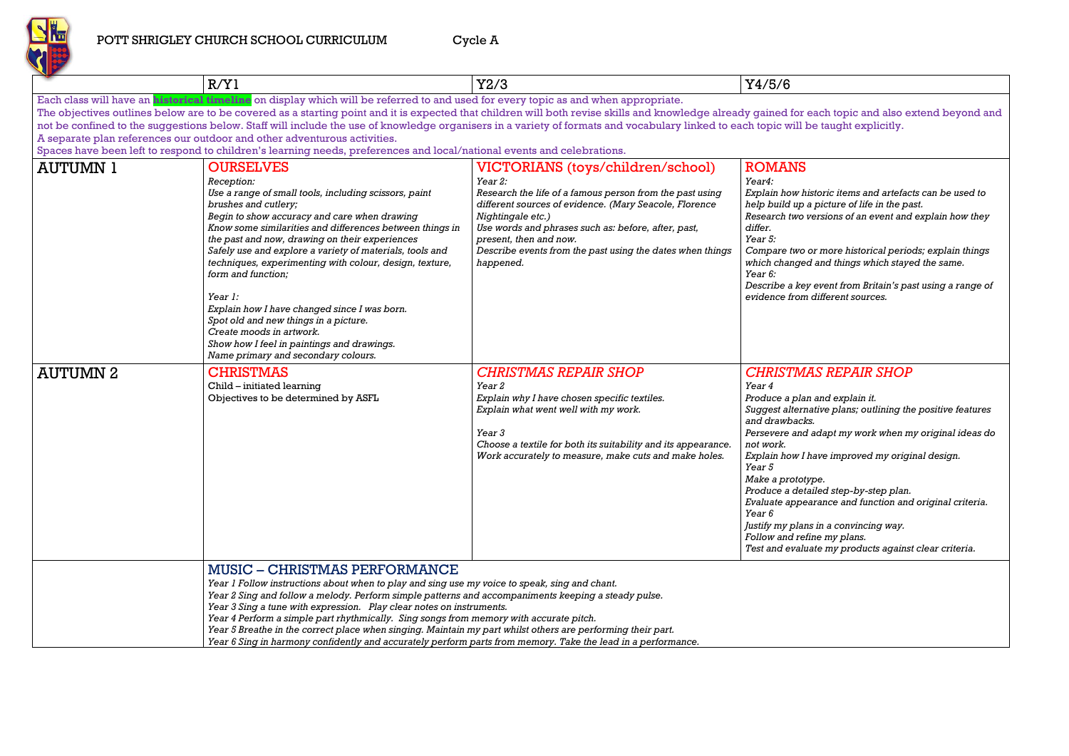# POTT SHRIGLEY CHURCH SCHOOL CURRICULUM — Cycle A

| | R/Y1 | Y2/3 | Y4/5/6 |
|---|---|---|---|
| Each class will have an **historical timeline** on display which will be referred to and used for every topic as and when appropriate.<br>The objectives outlines below are to be covered as a starting point and it is expected that children will both revise skills and knowledge already gained for each topic and also extend beyond and not be confined to the suggestions below. Staff will include the use of knowledge organisers in a variety of formats and vocabulary linked to each topic will be taught explicitly.<br>A separate plan references our outdoor and other adventurous activities.<br>Spaces have been left to respond to children's learning needs, preferences and local/national events and celebrations. | | | |
| AUTUMN 1 | OURSELVES<br>*Reception:*<br>*Use a range of small tools, including scissors, paint brushes and cutlery;*<br>*Begin to show accuracy and care when drawing*<br>*Know some similarities and differences between things in the past and now, drawing on their experiences*<br>*Safely use and explore a variety of materials, tools and techniques, experimenting with colour, design, texture, form and function;*<br><br>*Year 1:*<br>*Explain how I have changed since I was born.*<br>*Spot old and new things in a picture.*<br>*Create moods in artwork.*<br>*Show how I feel in paintings and drawings.*<br>*Name primary and secondary colours.* | VICTORIANS (toys/children/school)<br>*Year 2:*<br>*Research the life of a famous person from the past using different sources of evidence. (Mary Seacole, Florence Nightingale etc.)*<br>*Use words and phrases such as: before, after, past, present, then and now.*<br>*Describe events from the past using the dates when things happened.* | ROMANS<br>*Year4:*<br>*Explain how historic items and artefacts can be used to help build up a picture of life in the past.*<br>*Research two versions of an event and explain how they differ.*<br>*Year 5:*<br>*Compare two or more historical periods; explain things which changed and things which stayed the same.*<br>*Year 6:*<br>*Describe a key event from Britain's past using a range of evidence from different sources.* |
| AUTUMN 2 | CHRISTMAS<br>Child – initiated learning<br>Objectives to be determined by ASFL | *CHRISTMAS REPAIR SHOP*<br>*Year 2*<br>*Explain why I have chosen specific textiles.*<br>*Explain what went well with my work.*<br><br>*Year 3*<br>*Choose a textile for both its suitability and its appearance.*<br>*Work accurately to measure, make cuts and make holes.* | *CHRISTMAS REPAIR SHOP*<br>*Year 4*<br>*Produce a plan and explain it.*<br>*Suggest alternative plans; outlining the positive features and drawbacks.*<br>*Persevere and adapt my work when my original ideas do not work.*<br>*Explain how I have improved my original design.*<br>*Year 5*<br>*Make a prototype.*<br>*Produce a detailed step-by-step plan.*<br>*Evaluate appearance and function and original criteria.*<br>*Year 6*<br>*Justify my plans in a convincing way.*<br>*Follow and refine my plans.*<br>*Test and evaluate my products against clear criteria.* |
| | MUSIC – CHRISTMAS PERFORMANCE<br>*Year 1 Follow instructions about when to play and sing use my voice to speak, sing and chant.*<br>*Year 2 Sing and follow a melody. Perform simple patterns and accompaniments keeping a steady pulse.*<br>*Year 3 Sing a tune with expression. Play clear notes on instruments.*<br>*Year 4 Perform a simple part rhythmically. Sing songs from memory with accurate pitch.*<br>*Year 5 Breathe in the correct place when singing. Maintain my part whilst others are performing their part.*<br>*Year 6 Sing in harmony confidently and accurately perform parts from memory. Take the lead in a performance.* | | |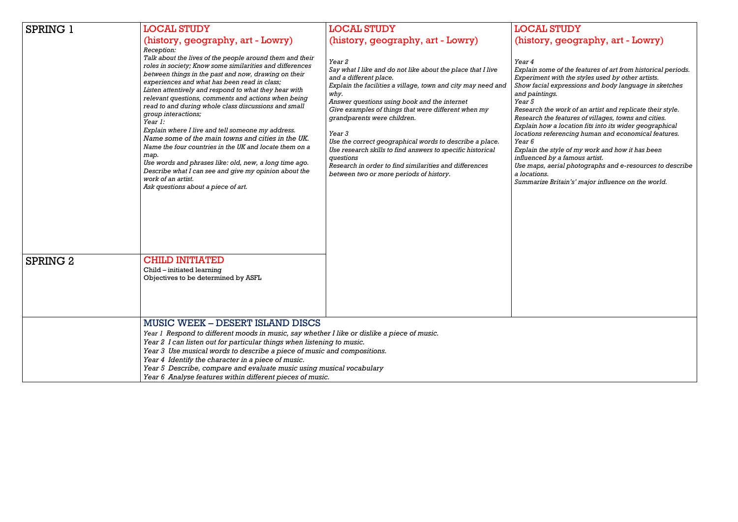| | | | |
|---|---|---|---|
| SPRING 1 | LOCAL STUDY<br>(history, geography, art - Lowry)<br>*Reception:*<br>*Talk about the lives of the people around them and their roles in society; Know some similarities and differences between things in the past and now, drawing on their experiences and what has been read in class;*<br>*Listen attentively and respond to what they hear with relevant questions, comments and actions when being read to and during whole class discussions and small group interactions;*<br>*Year 1:*<br>*Explain where I live and tell someone my address.*<br>*Name some of the main towns and cities in the UK.*<br>*Name the four countries in the UK and locate them on a map.*<br>*Use words and phrases like: old, new, a long time ago.*<br>*Describe what I can see and give my opinion about the work of an artist.*<br>*Ask questions about a piece of art.* | LOCAL STUDY<br>(history, geography, art - Lowry)<br><br>*Year 2*<br>*Say what I like and do not like about the place that I live and a different place.*<br>*Explain the facilities a village, town and city may need and why.*<br>*Answer questions using book and the internet*<br>*Give examples of things that were different when my grandparents were children.*<br><br>*Year 3*<br>*Use the correct geographical words to describe a place.*<br>*Use research skills to find answers to specific historical questions*<br>*Research in order to find similarities and differences between two or more periods of history.* | LOCAL STUDY<br>(history, geography, art - Lowry)<br><br>*Year 4*<br>*Explain some of the features of art from historical periods.*<br>*Experiment with the styles used by other artists.*<br>*Show facial expressions and body language in sketches and paintings.*<br>*Year 5*<br>*Research the work of an artist and replicate their style.*<br>*Research the features of villages, towns and cities.*<br>*Explain how a location fits into its wider geographical locations referencing human and economical features.*<br>*Year 6*<br>*Explain the style of my work and how it has been influenced by a famous artist.*<br>*Use maps, aerial photographs and e-resources to describe a locations.*<br>*Summarize Britain's' major influence on the world.* |
| SPRING 2 | CHILD INITIATED<br>Child – initiated learning<br>Objectives to be determined by ASFL | | |
| | MUSIC WEEK – DESERT ISLAND DISCS<br>*Year 1 Respond to different moods in music, say whether I like or dislike a piece of music.*<br>*Year 2 I can listen out for particular things when listening to music.*<br>*Year 3 Use musical words to describe a piece of music and compositions.*<br>*Year 4 Identify the character in a piece of music.*<br>*Year 5 Describe, compare and evaluate music using musical vocabulary*<br>*Year 6 Analyse features within different pieces of music.* | | |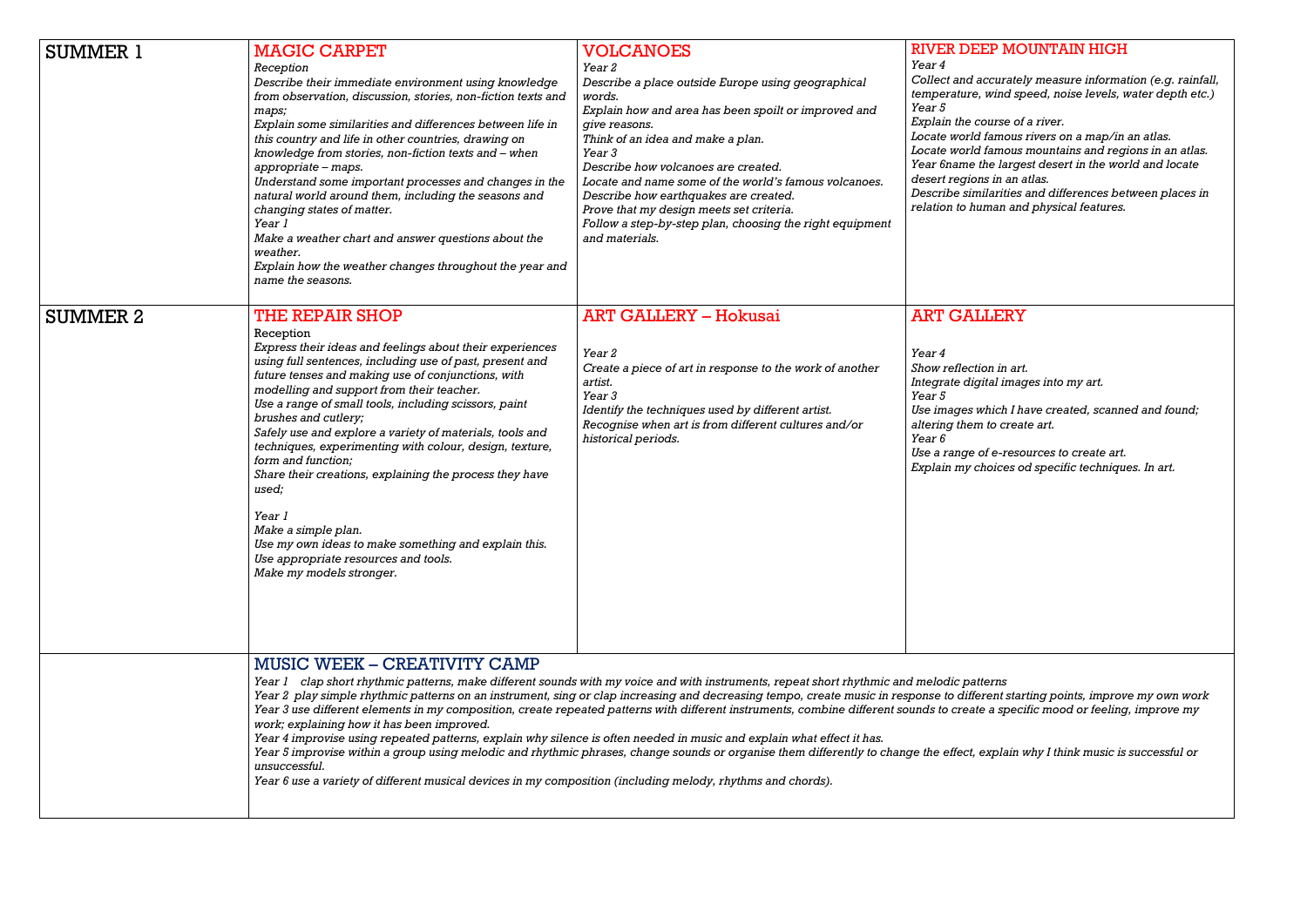| | | | |
|---|---|---|---|
| SUMMER 1 | **MAGIC CARPET**<br>*Reception*<br>*Describe their immediate environment using knowledge from observation, discussion, stories, non-fiction texts and maps;*<br>*Explain some similarities and differences between life in this country and life in other countries, drawing on knowledge from stories, non-fiction texts and – when appropriate – maps.*<br>*Understand some important processes and changes in the natural world around them, including the seasons and changing states of matter.*<br>*Year 1*<br>*Make a weather chart and answer questions about the weather.*<br>*Explain how the weather changes throughout the year and name the seasons.* | **VOLCANOES**<br>*Year 2*<br>*Describe a place outside Europe using geographical words.*<br>*Explain how and area has been spoilt or improved and give reasons.*<br>*Think of an idea and make a plan.*<br>*Year 3*<br>*Describe how volcanoes are created.*<br>*Locate and name some of the world's famous volcanoes.*<br>*Describe how earthquakes are created.*<br>*Prove that my design meets set criteria.*<br>*Follow a step-by-step plan, choosing the right equipment and materials.* | **RIVER DEEP MOUNTAIN HIGH**<br>*Year 4*<br>*Collect and accurately measure information (e.g. rainfall, temperature, wind speed, noise levels, water depth etc.)*<br>*Year 5*<br>*Explain the course of a river.*<br>*Locate world famous rivers on a map/in an atlas.*<br>*Locate world famous mountains and regions in an atlas.*<br>*Year 6name the largest desert in the world and locate desert regions in an atlas.*<br>*Describe similarities and differences between places in relation to human and physical features.* |
| SUMMER 2 | **THE REPAIR SHOP**<br>Reception<br>*Express their ideas and feelings about their experiences using full sentences, including use of past, present and future tenses and making use of conjunctions, with modelling and support from their teacher.*<br>*Use a range of small tools, including scissors, paint brushes and cutlery;*<br>*Safely use and explore a variety of materials, tools and techniques, experimenting with colour, design, texture, form and function;*<br>*Share their creations, explaining the process they have used;*<br>*Year 1*<br>*Make a simple plan.*<br>*Use my own ideas to make something and explain this.*<br>*Use appropriate resources and tools.*<br>*Make my models stronger.* | **ART GALLERY – Hokusai**<br>*Year 2*<br>*Create a piece of art in response to the work of another artist.*<br>*Year 3*<br>*Identify the techniques used by different artist.*<br>*Recognise when art is from different cultures and/or historical periods.* | **ART GALLERY**<br>*Year 4*<br>*Show reflection in art.*<br>*Integrate digital images into my art.*<br>*Year 5*<br>*Use images which I have created, scanned and found; altering them to create art.*<br>*Year 6*<br>*Use a range of e-resources to create art.*<br>*Explain my choices od specific techniques. In art.* |
| | **MUSIC WEEK – CREATIVITY CAMP**<br>*Year 1 clap short rhythmic patterns, make different sounds with my voice and with instruments, repeat short rhythmic and melodic patterns*<br>*Year 2 play simple rhythmic patterns on an instrument, sing or clap increasing and decreasing tempo, create music in response to different starting points, improve my own work*<br>*Year 3 use different elements in my composition, create repeated patterns with different instruments, combine different sounds to create a specific mood or feeling, improve my work; explaining how it has been improved.*<br>*Year 4 improvise using repeated patterns, explain why silence is often needed in music and explain what effect it has.*<br>*Year 5 improvise within a group using melodic and rhythmic phrases, change sounds or organise them differently to change the effect, explain why I think music is successful or unsuccessful.*<br>*Year 6 use a variety of different musical devices in my composition (including melody, rhythms and chords).* | | |